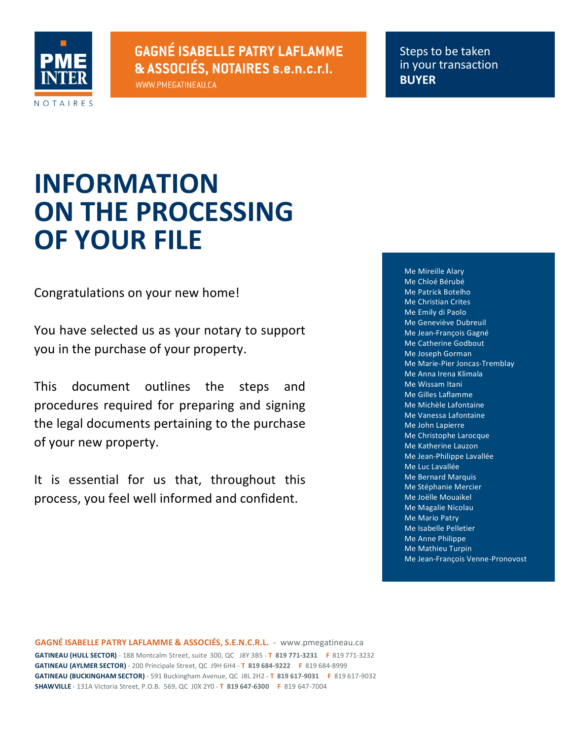PME INTER NOTAIRES

**GAGNÉ ISABELLE PATRY LAFLAMME & ASSOCIÉS, NOTAIRES s.e.n.c.r.l.**
WWW.PMEGATINEAU.CA

Steps to be taken in your transaction
**BUYER**

# INFORMATION ON THE PROCESSING OF YOUR FILE

Congratulations on your new home!

You have selected us as your notary to support you in the purchase of your property.

This document outlines the steps and procedures required for preparing and signing the legal documents pertaining to the purchase of your new property.

It is essential for us that, throughout this process, you feel well informed and confident.

Me Mireille Alary
Me Chloé Bérubé
Me Patrick Botelho
Me Christian Crites
Me Emily di Paolo
Me Geneviève Dubreuil
Me Jean-François Gagné
Me Catherine Godbout
Me Joseph Gorman
Me Marie-Pier Joncas-Tremblay
Me Anna Irena Klimala
Me Wissam Itani
Me Gilles Laflamme
Me Michèle Lafontaine
Me Vanessa Lafontaine
Me John Lapierre
Me Christophe Larocque
Me Katherine Lauzon
Me Jean-Philippe Lavallée
Me Luc Lavallée
Me Bernard Marquis
Me Stéphanie Mercier
Me Joëlle Mouaikel
Me Magalie Nicolau
Me Mario Patry
Me Isabelle Pelletier
Me Anne Philippe
Me Mathieu Turpin
Me Jean-François Venne-Pronovost

**GAGNÉ ISABELLE PATRY LAFLAMME & ASSOCIÉS, S.E.N.C.R.L.** - www.pmegatineau.ca
**GATINEAU (HULL SECTOR)** - 188 Montcalm Street, suite 300, QC J8Y 3B5 - **T 819 771-3231** F 819 771-3232
**GATINEAU (AYLMER SECTOR)** - 200 Principale Street, QC J9H 6H4 - **T 819 684-9222** F 819 684-8999
**GATINEAU (BUCKINGHAM SECTOR)** - 591 Buckingham Avenue, QC J8L 2H2 - **T 819 617-9031** F 819 617-9032
**SHAWVILLE** - 131A Victoria Street, P.O.B. 569, QC J0X 2Y0 - **T 819 647-6300** F 819 647-7004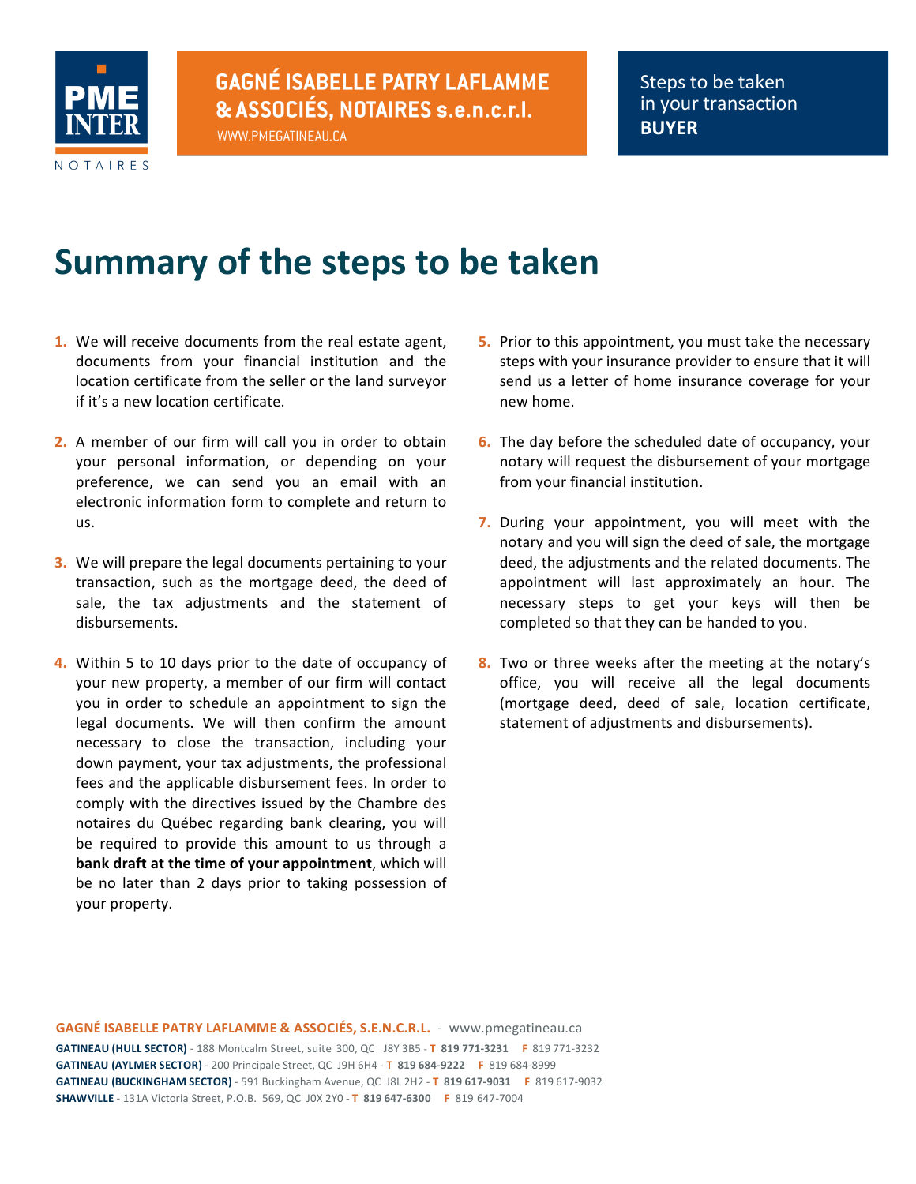# Summary of the steps to be taken

1. We will receive documents from the real estate agent, documents from your financial institution and the location certificate from the seller or the land surveyor if it's a new location certificate.

2. A member of our firm will call you in order to obtain your personal information, or depending on your preference, we can send you an email with an electronic information form to complete and return to us.

3. We will prepare the legal documents pertaining to your transaction, such as the mortgage deed, the deed of sale, the tax adjustments and the statement of disbursements.

4. Within 5 to 10 days prior to the date of occupancy of your new property, a member of our firm will contact you in order to schedule an appointment to sign the legal documents. We will then confirm the amount necessary to close the transaction, including your down payment, your tax adjustments, the professional fees and the applicable disbursement fees. In order to comply with the directives issued by the Chambre des notaires du Québec regarding bank clearing, you will be required to provide this amount to us through a **bank draft at the time of your appointment**, which will be no later than 2 days prior to taking possession of your property.

5. Prior to this appointment, you must take the necessary steps with your insurance provider to ensure that it will send us a letter of home insurance coverage for your new home.

6. The day before the scheduled date of occupancy, your notary will request the disbursement of your mortgage from your financial institution.

7. During your appointment, you will meet with the notary and you will sign the deed of sale, the mortgage deed, the adjustments and the related documents. The appointment will last approximately an hour. The necessary steps to get your keys will then be completed so that they can be handed to you.

8. Two or three weeks after the meeting at the notary's office, you will receive all the legal documents (mortgage deed, deed of sale, location certificate, statement of adjustments and disbursements).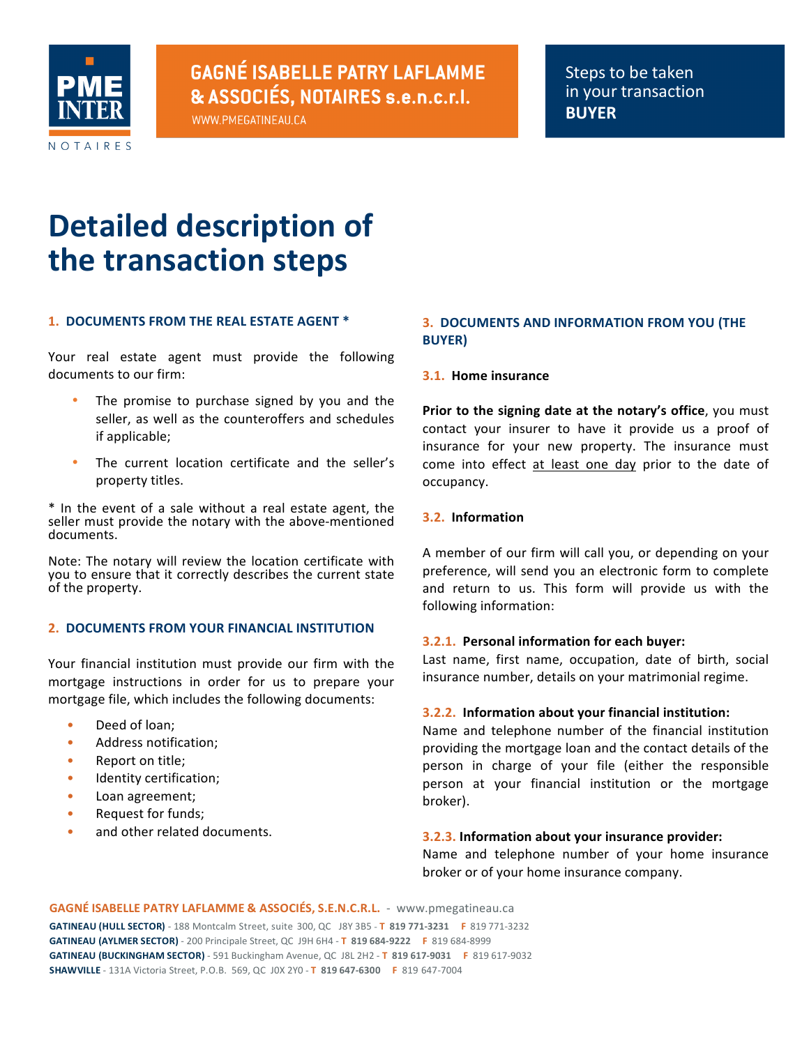GAGNÉ ISABELLE PATRY LAFLAMME & ASSOCIÉS, NOTAIRES s.e.n.c.r.l.

WWW.PMEGATINEAU.CA

Steps to be taken in your transaction **BUYER**

# Detailed description of the transaction steps

## 1. DOCUMENTS FROM THE REAL ESTATE AGENT *

Your real estate agent must provide the following documents to our firm:

- The promise to purchase signed by you and the seller, as well as the counteroffers and schedules if applicable;
- The current location certificate and the seller's property titles.

* In the event of a sale without a real estate agent, the seller must provide the notary with the above-mentioned documents.

Note: The notary will review the location certificate with you to ensure that it correctly describes the current state of the property.

## 2. DOCUMENTS FROM YOUR FINANCIAL INSTITUTION

Your financial institution must provide our firm with the mortgage instructions in order for us to prepare your mortgage file, which includes the following documents:

- Deed of loan;
- Address notification;
- Report on title;
- Identity certification;
- Loan agreement;
- Request for funds;
- and other related documents.

## 3. DOCUMENTS AND INFORMATION FROM YOU (THE BUYER)

### 3.1. Home insurance

**Prior to the signing date at the notary's office**, you must contact your insurer to have it provide us a proof of insurance for your new property. The insurance must come into effect <u>at least one day</u> prior to the date of occupancy.

### 3.2. Information

A member of our firm will call you, or depending on your preference, will send you an electronic form to complete and return to us. This form will provide us with the following information:

**3.2.1. Personal information for each buyer:**
Last name, first name, occupation, date of birth, social insurance number, details on your matrimonial regime.

**3.2.2. Information about your financial institution:**
Name and telephone number of the financial institution providing the mortgage loan and the contact details of the person in charge of your file (either the responsible person at your financial institution or the mortgage broker).

**3.2.3. Information about your insurance provider:**
Name and telephone number of your home insurance broker or of your home insurance company.

GAGNÉ ISABELLE PATRY LAFLAMME & ASSOCIÉS, S.E.N.C.R.L. - www.pmegatineau.ca

**GATINEAU (HULL SECTOR)** - 188 Montcalm Street, suite 300, QC J8Y 3B5 - **T 819 771-3231** F 819 771-3232
**GATINEAU (AYLMER SECTOR)** - 200 Principale Street, QC J9H 6H4 - **T 819 684-9222** F 819 684-8999
**GATINEAU (BUCKINGHAM SECTOR)** - 591 Buckingham Avenue, QC J8L 2H2 - **T 819 617-9031** F 819 617-9032
**SHAWVILLE** - 131A Victoria Street, P.O.B. 569, QC J0X 2Y0 - **T 819 647-6300** F 819 647-7004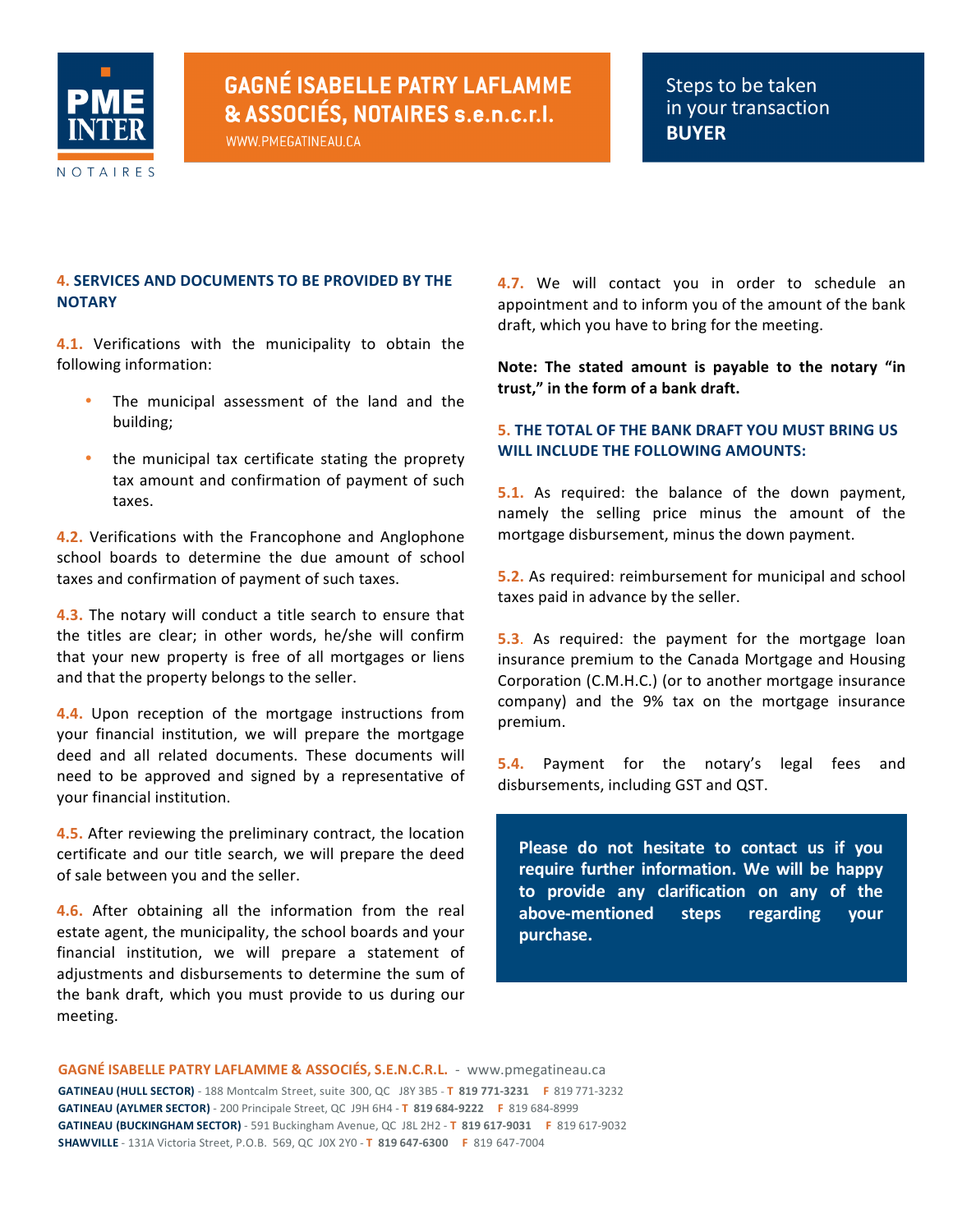**GAGNÉ ISABELLE PATRY LAFLAMME & ASSOCIÉS, NOTAIRES s.e.n.c.r.l.**

WWW.PMEGATINEAU.CA

Steps to be taken in your transaction
**BUYER**

## 4. SERVICES AND DOCUMENTS TO BE PROVIDED BY THE NOTARY

**4.1.** Verifications with the municipality to obtain the following information:

- The municipal assessment of the land and the building;
- the municipal tax certificate stating the proprety tax amount and confirmation of payment of such taxes.

**4.2.** Verifications with the Francophone and Anglophone school boards to determine the due amount of school taxes and confirmation of payment of such taxes.

**4.3.** The notary will conduct a title search to ensure that the titles are clear; in other words, he/she will confirm that your new property is free of all mortgages or liens and that the property belongs to the seller.

**4.4.** Upon reception of the mortgage instructions from your financial institution, we will prepare the mortgage deed and all related documents. These documents will need to be approved and signed by a representative of your financial institution.

**4.5.** After reviewing the preliminary contract, the location certificate and our title search, we will prepare the deed of sale between you and the seller.

**4.6.** After obtaining all the information from the real estate agent, the municipality, the school boards and your financial institution, we will prepare a statement of adjustments and disbursements to determine the sum of the bank draft, which you must provide to us during our meeting.

**4.7.** We will contact you in order to schedule an appointment and to inform you of the amount of the bank draft, which you have to bring for the meeting.

**Note: The stated amount is payable to the notary "in trust," in the form of a bank draft.**

## 5. THE TOTAL OF THE BANK DRAFT YOU MUST BRING US WILL INCLUDE THE FOLLOWING AMOUNTS:

**5.1.** As required: the balance of the down payment, namely the selling price minus the amount of the mortgage disbursement, minus the down payment.

**5.2.** As required: reimbursement for municipal and school taxes paid in advance by the seller.

**5.3.** As required: the payment for the mortgage loan insurance premium to the Canada Mortgage and Housing Corporation (C.M.H.C.) (or to another mortgage insurance company) and the 9% tax on the mortgage insurance premium.

**5.4.** Payment for the notary's legal fees and disbursements, including GST and QST.

**Please do not hesitate to contact us if you require further information. We will be happy to provide any clarification on any of the above-mentioned steps regarding your purchase.**

**GAGNÉ ISABELLE PATRY LAFLAMME & ASSOCIÉS, S.E.N.C.R.L.** - www.pmegatineau.ca

**GATINEAU (HULL SECTOR)** - 188 Montcalm Street, suite 300, QC J8Y 3B5 - **T 819 771-3231** F 819 771-3232
**GATINEAU (AYLMER SECTOR)** - 200 Principale Street, QC J9H 6H4 - **T 819 684-9222** F 819 684-8999
**GATINEAU (BUCKINGHAM SECTOR)** - 591 Buckingham Avenue, QC J8L 2H2 - **T 819 617-9031** F 819 617-9032
**SHAWVILLE** - 131A Victoria Street, P.O.B. 569, QC J0X 2Y0 - **T 819 647-6300** F 819 647-7004